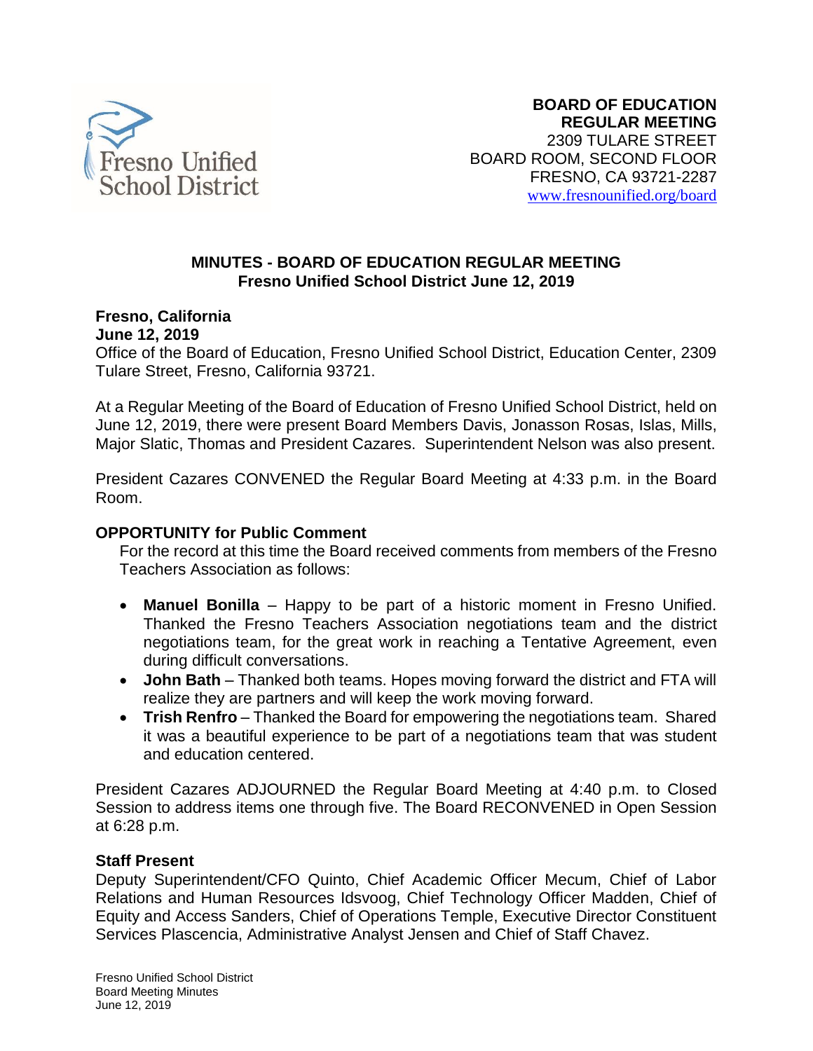**BOARD OF EDUCATION**
**REGULAR MEETING**
2309 TULARE STREET
BOARD ROOM, SECOND FLOOR
FRESNO, CA 93721-2287
www.fresnounified.org/board

## MINUTES - BOARD OF EDUCATION REGULAR MEETING
## Fresno Unified School District June 12, 2019

**Fresno, California**
**June 12, 2019**
Office of the Board of Education, Fresno Unified School District, Education Center, 2309 Tulare Street, Fresno, California 93721.

At a Regular Meeting of the Board of Education of Fresno Unified School District, held on June 12, 2019, there were present Board Members Davis, Jonasson Rosas, Islas, Mills, Major Slatic, Thomas and President Cazares. Superintendent Nelson was also present.

President Cazares CONVENED the Regular Board Meeting at 4:33 p.m. in the Board Room.

**OPPORTUNITY for Public Comment**

For the record at this time the Board received comments from members of the Fresno Teachers Association as follows:

- **Manuel Bonilla** – Happy to be part of a historic moment in Fresno Unified. Thanked the Fresno Teachers Association negotiations team and the district negotiations team, for the great work in reaching a Tentative Agreement, even during difficult conversations.
- **John Bath** – Thanked both teams. Hopes moving forward the district and FTA will realize they are partners and will keep the work moving forward.
- **Trish Renfro** – Thanked the Board for empowering the negotiations team. Shared it was a beautiful experience to be part of a negotiations team that was student and education centered.

President Cazares ADJOURNED the Regular Board Meeting at 4:40 p.m. to Closed Session to address items one through five. The Board RECONVENED in Open Session at 6:28 p.m.

**Staff Present**

Deputy Superintendent/CFO Quinto, Chief Academic Officer Mecum, Chief of Labor Relations and Human Resources Idsvoog, Chief Technology Officer Madden, Chief of Equity and Access Sanders, Chief of Operations Temple, Executive Director Constituent Services Plascencia, Administrative Analyst Jensen and Chief of Staff Chavez.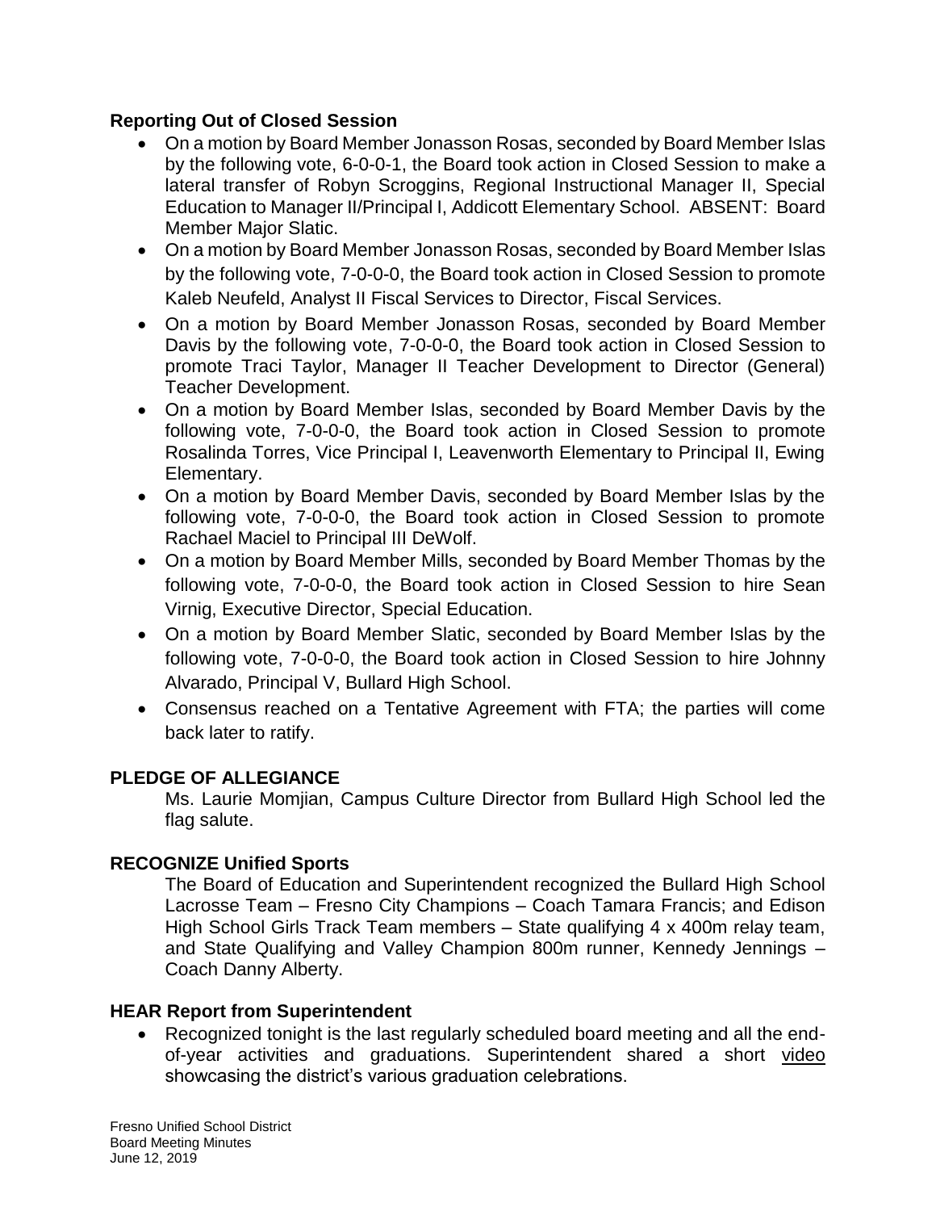**Reporting Out of Closed Session**

- On a motion by Board Member Jonasson Rosas, seconded by Board Member Islas by the following vote, 6-0-0-1, the Board took action in Closed Session to make a lateral transfer of Robyn Scroggins, Regional Instructional Manager II, Special Education to Manager II/Principal I, Addicott Elementary School. ABSENT: Board Member Major Slatic.
- On a motion by Board Member Jonasson Rosas, seconded by Board Member Islas by the following vote, 7-0-0-0, the Board took action in Closed Session to promote Kaleb Neufeld, Analyst II Fiscal Services to Director, Fiscal Services.
- On a motion by Board Member Jonasson Rosas, seconded by Board Member Davis by the following vote, 7-0-0-0, the Board took action in Closed Session to promote Traci Taylor, Manager II Teacher Development to Director (General) Teacher Development.
- On a motion by Board Member Islas, seconded by Board Member Davis by the following vote, 7-0-0-0, the Board took action in Closed Session to promote Rosalinda Torres, Vice Principal I, Leavenworth Elementary to Principal II, Ewing Elementary.
- On a motion by Board Member Davis, seconded by Board Member Islas by the following vote, 7-0-0-0, the Board took action in Closed Session to promote Rachael Maciel to Principal III DeWolf.
- On a motion by Board Member Mills, seconded by Board Member Thomas by the following vote, 7-0-0-0, the Board took action in Closed Session to hire Sean Virnig, Executive Director, Special Education.
- On a motion by Board Member Slatic, seconded by Board Member Islas by the following vote, 7-0-0-0, the Board took action in Closed Session to hire Johnny Alvarado, Principal V, Bullard High School.
- Consensus reached on a Tentative Agreement with FTA; the parties will come back later to ratify.

**PLEDGE OF ALLEGIANCE**

Ms. Laurie Momjian, Campus Culture Director from Bullard High School led the flag salute.

**RECOGNIZE Unified Sports**

The Board of Education and Superintendent recognized the Bullard High School Lacrosse Team – Fresno City Champions – Coach Tamara Francis; and Edison High School Girls Track Team members – State qualifying 4 x 400m relay team, and State Qualifying and Valley Champion 800m runner, Kennedy Jennings – Coach Danny Alberty.

**HEAR Report from Superintendent**

- Recognized tonight is the last regularly scheduled board meeting and all the end-of-year activities and graduations. Superintendent shared a short video showcasing the district's various graduation celebrations.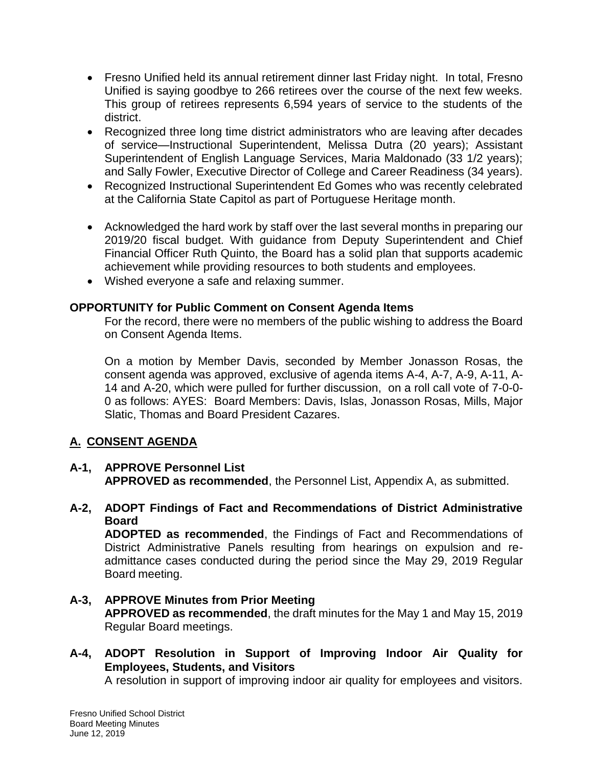- Fresno Unified held its annual retirement dinner last Friday night. In total, Fresno Unified is saying goodbye to 266 retirees over the course of the next few weeks. This group of retirees represents 6,594 years of service to the students of the district.
- Recognized three long time district administrators who are leaving after decades of service—Instructional Superintendent, Melissa Dutra (20 years); Assistant Superintendent of English Language Services, Maria Maldonado (33 1/2 years); and Sally Fowler, Executive Director of College and Career Readiness (34 years).
- Recognized Instructional Superintendent Ed Gomes who was recently celebrated at the California State Capitol as part of Portuguese Heritage month.
- Acknowledged the hard work by staff over the last several months in preparing our 2019/20 fiscal budget. With guidance from Deputy Superintendent and Chief Financial Officer Ruth Quinto, the Board has a solid plan that supports academic achievement while providing resources to both students and employees.
- Wished everyone a safe and relaxing summer.

**OPPORTUNITY for Public Comment on Consent Agenda Items**

For the record, there were no members of the public wishing to address the Board on Consent Agenda Items.

On a motion by Member Davis, seconded by Member Jonasson Rosas, the consent agenda was approved, exclusive of agenda items A-4, A-7, A-9, A-11, A-14 and A-20, which were pulled for further discussion, on a roll call vote of 7-0-0-0 as follows: AYES: Board Members: Davis, Islas, Jonasson Rosas, Mills, Major Slatic, Thomas and Board President Cazares.

## A. CONSENT AGENDA

**A-1, APPROVE Personnel List**
**APPROVED as recommended**, the Personnel List, Appendix A, as submitted.

**A-2, ADOPT Findings of Fact and Recommendations of District Administrative Board**
**ADOPTED as recommended**, the Findings of Fact and Recommendations of District Administrative Panels resulting from hearings on expulsion and re-admittance cases conducted during the period since the May 29, 2019 Regular Board meeting.

**A-3, APPROVE Minutes from Prior Meeting**
**APPROVED as recommended**, the draft minutes for the May 1 and May 15, 2019 Regular Board meetings.

**A-4, ADOPT Resolution in Support of Improving Indoor Air Quality for Employees, Students, and Visitors**
A resolution in support of improving indoor air quality for employees and visitors.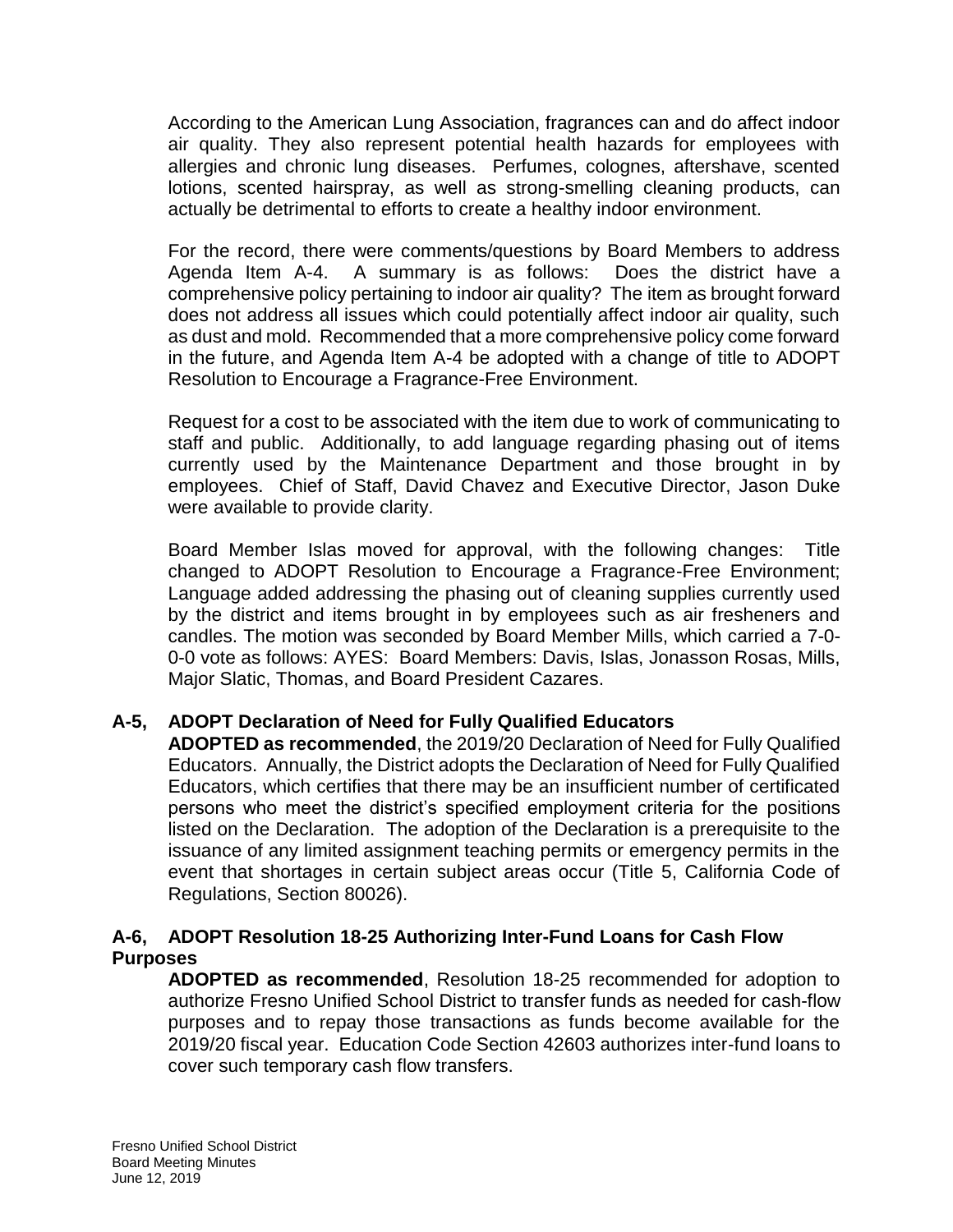According to the American Lung Association, fragrances can and do affect indoor air quality. They also represent potential health hazards for employees with allergies and chronic lung diseases. Perfumes, colognes, aftershave, scented lotions, scented hairspray, as well as strong-smelling cleaning products, can actually be detrimental to efforts to create a healthy indoor environment.

For the record, there were comments/questions by Board Members to address Agenda Item A-4. A summary is as follows: Does the district have a comprehensive policy pertaining to indoor air quality? The item as brought forward does not address all issues which could potentially affect indoor air quality, such as dust and mold. Recommended that a more comprehensive policy come forward in the future, and Agenda Item A-4 be adopted with a change of title to ADOPT Resolution to Encourage a Fragrance-Free Environment.

Request for a cost to be associated with the item due to work of communicating to staff and public. Additionally, to add language regarding phasing out of items currently used by the Maintenance Department and those brought in by employees. Chief of Staff, David Chavez and Executive Director, Jason Duke were available to provide clarity.

Board Member Islas moved for approval, with the following changes: Title changed to ADOPT Resolution to Encourage a Fragrance-Free Environment; Language added addressing the phasing out of cleaning supplies currently used by the district and items brought in by employees such as air fresheners and candles. The motion was seconded by Board Member Mills, which carried a 7-0-0-0 vote as follows: AYES: Board Members: Davis, Islas, Jonasson Rosas, Mills, Major Slatic, Thomas, and Board President Cazares.

**A-5, ADOPT Declaration of Need for Fully Qualified Educators**

**ADOPTED as recommended**, the 2019/20 Declaration of Need for Fully Qualified Educators. Annually, the District adopts the Declaration of Need for Fully Qualified Educators, which certifies that there may be an insufficient number of certificated persons who meet the district's specified employment criteria for the positions listed on the Declaration. The adoption of the Declaration is a prerequisite to the issuance of any limited assignment teaching permits or emergency permits in the event that shortages in certain subject areas occur (Title 5, California Code of Regulations, Section 80026).

**A-6, ADOPT Resolution 18-25 Authorizing Inter-Fund Loans for Cash Flow Purposes**

**ADOPTED as recommended**, Resolution 18-25 recommended for adoption to authorize Fresno Unified School District to transfer funds as needed for cash-flow purposes and to repay those transactions as funds become available for the 2019/20 fiscal year. Education Code Section 42603 authorizes inter-fund loans to cover such temporary cash flow transfers.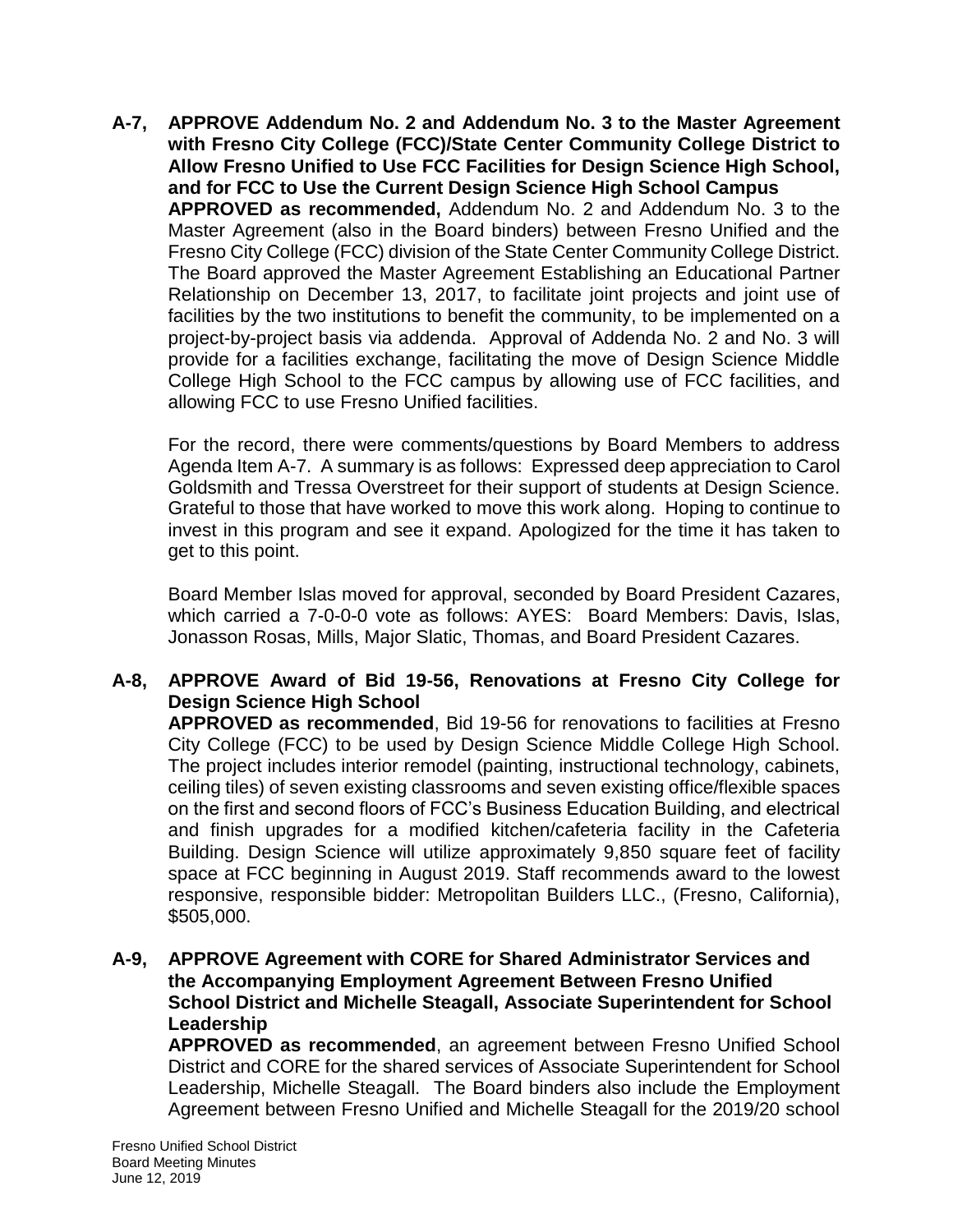**A-7, APPROVE Addendum No. 2 and Addendum No. 3 to the Master Agreement with Fresno City College (FCC)/State Center Community College District to Allow Fresno Unified to Use FCC Facilities for Design Science High School, and for FCC to Use the Current Design Science High School Campus**

**APPROVED as recommended,** Addendum No. 2 and Addendum No. 3 to the Master Agreement (also in the Board binders) between Fresno Unified and the Fresno City College (FCC) division of the State Center Community College District. The Board approved the Master Agreement Establishing an Educational Partner Relationship on December 13, 2017, to facilitate joint projects and joint use of facilities by the two institutions to benefit the community, to be implemented on a project-by-project basis via addenda. Approval of Addenda No. 2 and No. 3 will provide for a facilities exchange, facilitating the move of Design Science Middle College High School to the FCC campus by allowing use of FCC facilities, and allowing FCC to use Fresno Unified facilities.

For the record, there were comments/questions by Board Members to address Agenda Item A-7. A summary is as follows: Expressed deep appreciation to Carol Goldsmith and Tressa Overstreet for their support of students at Design Science. Grateful to those that have worked to move this work along. Hoping to continue to invest in this program and see it expand. Apologized for the time it has taken to get to this point.

Board Member Islas moved for approval, seconded by Board President Cazares, which carried a 7-0-0-0 vote as follows: AYES: Board Members: Davis, Islas, Jonasson Rosas, Mills, Major Slatic, Thomas, and Board President Cazares.

**A-8, APPROVE Award of Bid 19-56, Renovations at Fresno City College for Design Science High School**

**APPROVED as recommended**, Bid 19-56 for renovations to facilities at Fresno City College (FCC) to be used by Design Science Middle College High School. The project includes interior remodel (painting, instructional technology, cabinets, ceiling tiles) of seven existing classrooms and seven existing office/flexible spaces on the first and second floors of FCC's Business Education Building, and electrical and finish upgrades for a modified kitchen/cafeteria facility in the Cafeteria Building. Design Science will utilize approximately 9,850 square feet of facility space at FCC beginning in August 2019. Staff recommends award to the lowest responsive, responsible bidder: Metropolitan Builders LLC., (Fresno, California), $505,000.

**A-9, APPROVE Agreement with CORE for Shared Administrator Services and the Accompanying Employment Agreement Between Fresno Unified School District and Michelle Steagall, Associate Superintendent for School Leadership**

**APPROVED as recommended**, an agreement between Fresno Unified School District and CORE for the shared services of Associate Superintendent for School Leadership, Michelle Steagall. The Board binders also include the Employment Agreement between Fresno Unified and Michelle Steagall for the 2019/20 school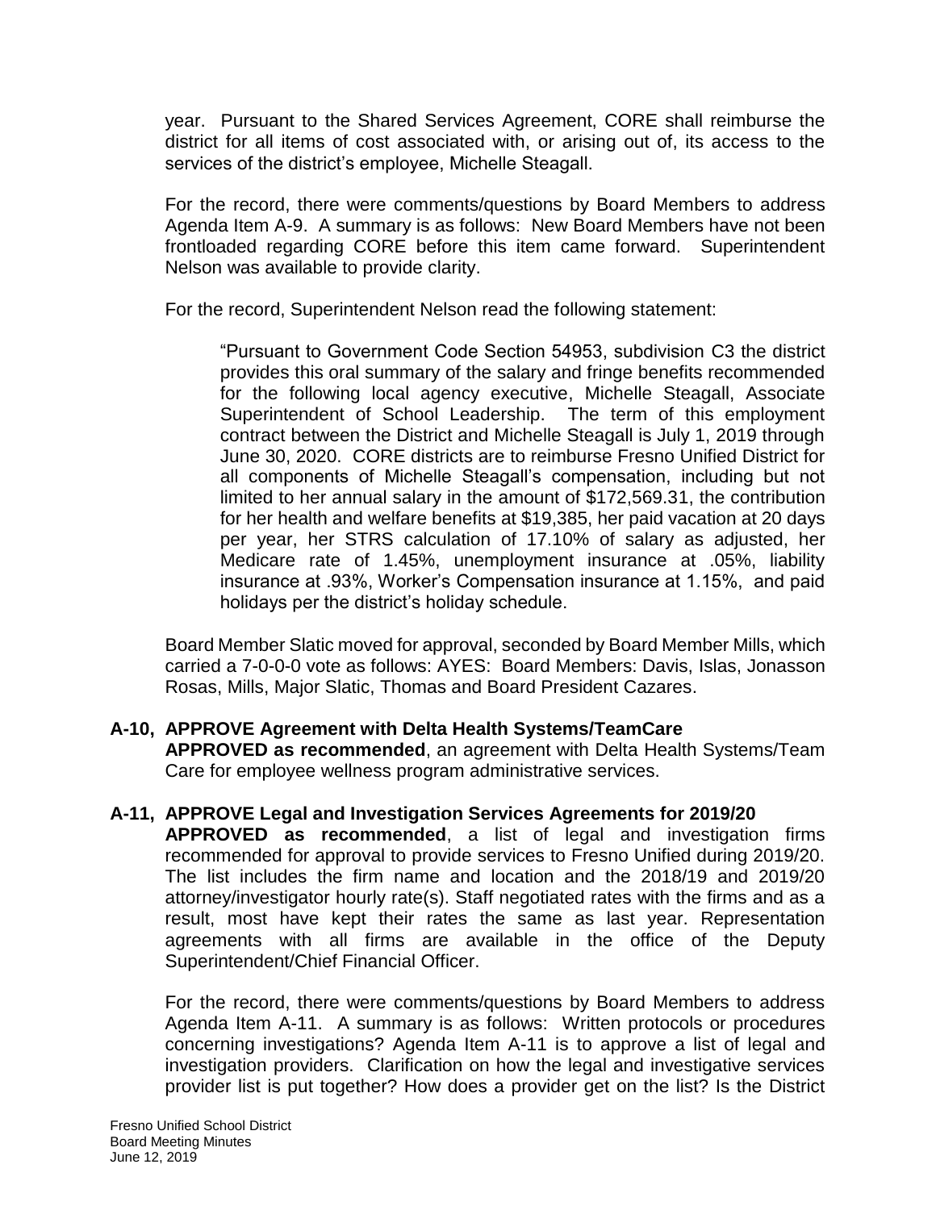year. Pursuant to the Shared Services Agreement, CORE shall reimburse the district for all items of cost associated with, or arising out of, its access to the services of the district's employee, Michelle Steagall.

For the record, there were comments/questions by Board Members to address Agenda Item A-9. A summary is as follows: New Board Members have not been frontloaded regarding CORE before this item came forward. Superintendent Nelson was available to provide clarity.

For the record, Superintendent Nelson read the following statement:

> "Pursuant to Government Code Section 54953, subdivision C3 the district provides this oral summary of the salary and fringe benefits recommended for the following local agency executive, Michelle Steagall, Associate Superintendent of School Leadership. The term of this employment contract between the District and Michelle Steagall is July 1, 2019 through June 30, 2020. CORE districts are to reimburse Fresno Unified District for all components of Michelle Steagall's compensation, including but not limited to her annual salary in the amount of $172,569.31, the contribution for her health and welfare benefits at $19,385, her paid vacation at 20 days per year, her STRS calculation of 17.10% of salary as adjusted, her Medicare rate of 1.45%, unemployment insurance at .05%, liability insurance at .93%, Worker's Compensation insurance at 1.15%, and paid holidays per the district's holiday schedule.

Board Member Slatic moved for approval, seconded by Board Member Mills, which carried a 7-0-0-0 vote as follows: AYES: Board Members: Davis, Islas, Jonasson Rosas, Mills, Major Slatic, Thomas and Board President Cazares.

**A-10, APPROVE Agreement with Delta Health Systems/TeamCare**
**APPROVED as recommended**, an agreement with Delta Health Systems/Team Care for employee wellness program administrative services.

**A-11, APPROVE Legal and Investigation Services Agreements for 2019/20**
**APPROVED as recommended**, a list of legal and investigation firms recommended for approval to provide services to Fresno Unified during 2019/20. The list includes the firm name and location and the 2018/19 and 2019/20 attorney/investigator hourly rate(s). Staff negotiated rates with the firms and as a result, most have kept their rates the same as last year. Representation agreements with all firms are available in the office of the Deputy Superintendent/Chief Financial Officer.

For the record, there were comments/questions by Board Members to address Agenda Item A-11. A summary is as follows: Written protocols or procedures concerning investigations? Agenda Item A-11 is to approve a list of legal and investigation providers. Clarification on how the legal and investigative services provider list is put together? How does a provider get on the list? Is the District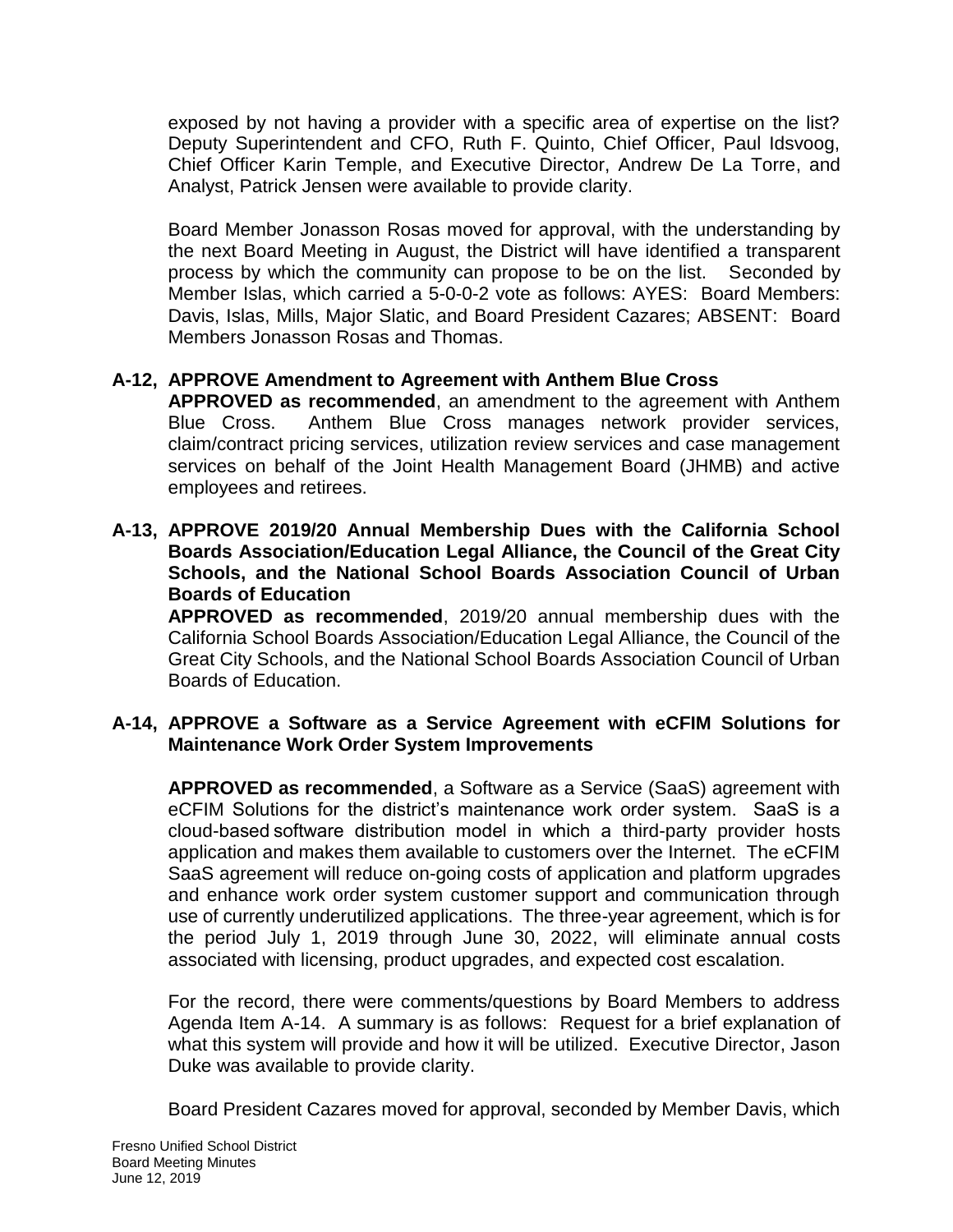exposed by not having a provider with a specific area of expertise on the list? Deputy Superintendent and CFO, Ruth F. Quinto, Chief Officer, Paul Idsvoog, Chief Officer Karin Temple, and Executive Director, Andrew De La Torre, and Analyst, Patrick Jensen were available to provide clarity.

Board Member Jonasson Rosas moved for approval, with the understanding by the next Board Meeting in August, the District will have identified a transparent process by which the community can propose to be on the list. Seconded by Member Islas, which carried a 5-0-0-2 vote as follows: AYES: Board Members: Davis, Islas, Mills, Major Slatic, and Board President Cazares; ABSENT: Board Members Jonasson Rosas and Thomas.

**A-12, APPROVE Amendment to Agreement with Anthem Blue Cross**

**APPROVED as recommended**, an amendment to the agreement with Anthem Blue Cross. Anthem Blue Cross manages network provider services, claim/contract pricing services, utilization review services and case management services on behalf of the Joint Health Management Board (JHMB) and active employees and retirees.

**A-13, APPROVE 2019/20 Annual Membership Dues with the California School Boards Association/Education Legal Alliance, the Council of the Great City Schools, and the National School Boards Association Council of Urban Boards of Education**

**APPROVED as recommended**, 2019/20 annual membership dues with the California School Boards Association/Education Legal Alliance, the Council of the Great City Schools, and the National School Boards Association Council of Urban Boards of Education.

**A-14, APPROVE a Software as a Service Agreement with eCFIM Solutions for Maintenance Work Order System Improvements**

**APPROVED as recommended**, a Software as a Service (SaaS) agreement with eCFIM Solutions for the district's maintenance work order system. SaaS is a cloud-based software distribution model in which a third-party provider hosts application and makes them available to customers over the Internet. The eCFIM SaaS agreement will reduce on-going costs of application and platform upgrades and enhance work order system customer support and communication through use of currently underutilized applications. The three-year agreement, which is for the period July 1, 2019 through June 30, 2022, will eliminate annual costs associated with licensing, product upgrades, and expected cost escalation.

For the record, there were comments/questions by Board Members to address Agenda Item A-14. A summary is as follows: Request for a brief explanation of what this system will provide and how it will be utilized. Executive Director, Jason Duke was available to provide clarity.

Board President Cazares moved for approval, seconded by Member Davis, which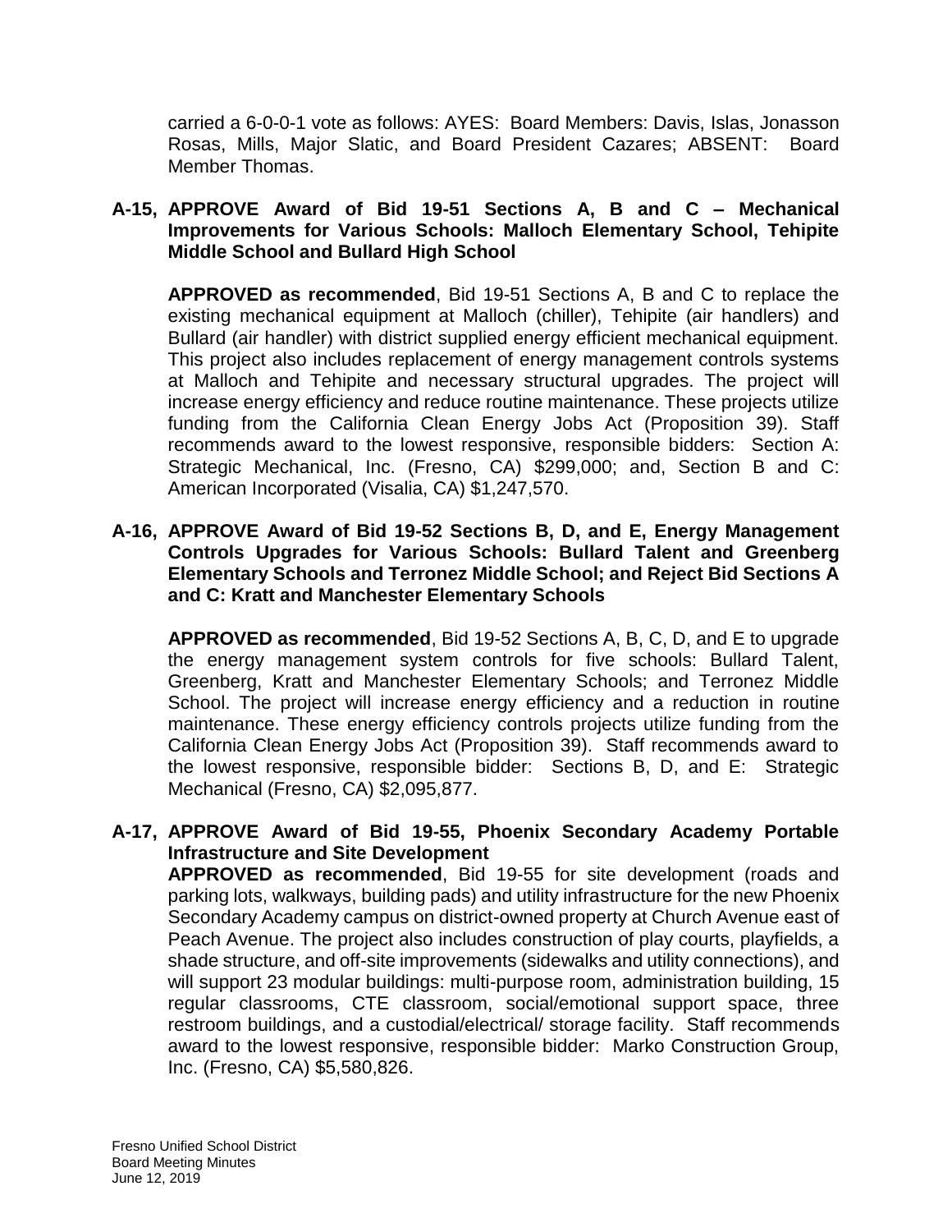carried a 6-0-0-1 vote as follows: AYES: Board Members: Davis, Islas, Jonasson Rosas, Mills, Major Slatic, and Board President Cazares; ABSENT: Board Member Thomas.

**A-15, APPROVE Award of Bid 19-51 Sections A, B and C – Mechanical Improvements for Various Schools: Malloch Elementary School, Tehipite Middle School and Bullard High School**

**APPROVED as recommended**, Bid 19-51 Sections A, B and C to replace the existing mechanical equipment at Malloch (chiller), Tehipite (air handlers) and Bullard (air handler) with district supplied energy efficient mechanical equipment. This project also includes replacement of energy management controls systems at Malloch and Tehipite and necessary structural upgrades. The project will increase energy efficiency and reduce routine maintenance. These projects utilize funding from the California Clean Energy Jobs Act (Proposition 39). Staff recommends award to the lowest responsive, responsible bidders: Section A: Strategic Mechanical, Inc. (Fresno, CA) $299,000; and, Section B and C: American Incorporated (Visalia, CA) $1,247,570.

**A-16, APPROVE Award of Bid 19-52 Sections B, D, and E, Energy Management Controls Upgrades for Various Schools: Bullard Talent and Greenberg Elementary Schools and Terronez Middle School; and Reject Bid Sections A and C: Kratt and Manchester Elementary Schools**

**APPROVED as recommended**, Bid 19-52 Sections A, B, C, D, and E to upgrade the energy management system controls for five schools: Bullard Talent, Greenberg, Kratt and Manchester Elementary Schools; and Terronez Middle School. The project will increase energy efficiency and a reduction in routine maintenance. These energy efficiency controls projects utilize funding from the California Clean Energy Jobs Act (Proposition 39). Staff recommends award to the lowest responsive, responsible bidder: Sections B, D, and E: Strategic Mechanical (Fresno, CA) $2,095,877.

**A-17, APPROVE Award of Bid 19-55, Phoenix Secondary Academy Portable Infrastructure and Site Development**

**APPROVED as recommended**, Bid 19-55 for site development (roads and parking lots, walkways, building pads) and utility infrastructure for the new Phoenix Secondary Academy campus on district-owned property at Church Avenue east of Peach Avenue. The project also includes construction of play courts, playfields, a shade structure, and off-site improvements (sidewalks and utility connections), and will support 23 modular buildings: multi-purpose room, administration building, 15 regular classrooms, CTE classroom, social/emotional support space, three restroom buildings, and a custodial/electrical/ storage facility. Staff recommends award to the lowest responsive, responsible bidder: Marko Construction Group, Inc. (Fresno, CA) $5,580,826.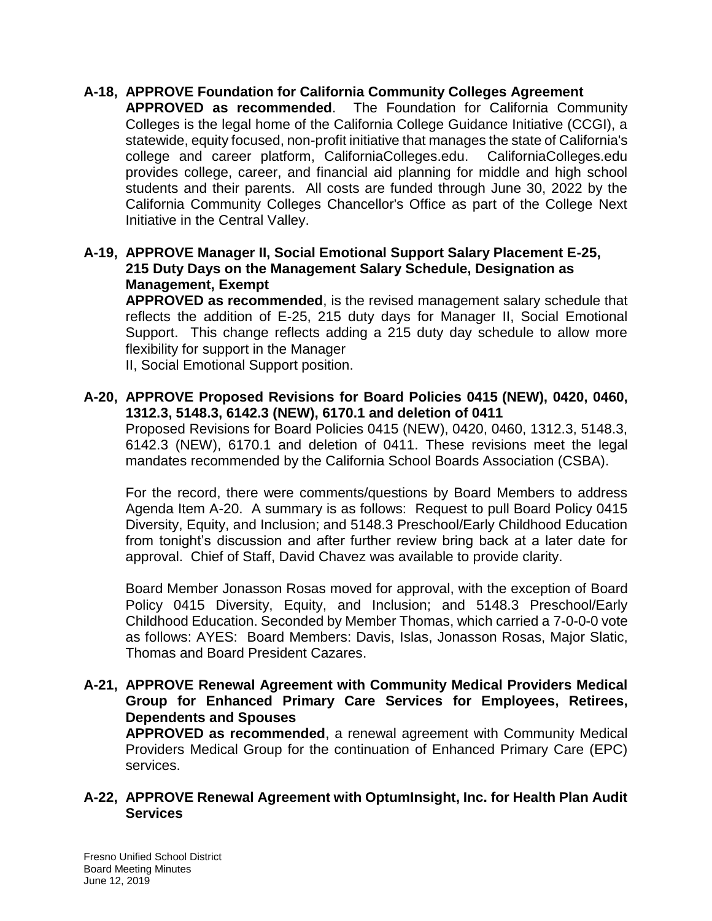**A-18, APPROVE Foundation for California Community Colleges Agreement**

**APPROVED as recommended**. The Foundation for California Community Colleges is the legal home of the California College Guidance Initiative (CCGI), a statewide, equity focused, non-profit initiative that manages the state of California's college and career platform, CaliforniaColleges.edu. CaliforniaColleges.edu provides college, career, and financial aid planning for middle and high school students and their parents. All costs are funded through June 30, 2022 by the California Community Colleges Chancellor's Office as part of the College Next Initiative in the Central Valley.

**A-19, APPROVE Manager II, Social Emotional Support Salary Placement E-25, 215 Duty Days on the Management Salary Schedule, Designation as Management, Exempt**

**APPROVED as recommended**, is the revised management salary schedule that reflects the addition of E-25, 215 duty days for Manager II, Social Emotional Support. This change reflects adding a 215 duty day schedule to allow more flexibility for support in the Manager II, Social Emotional Support position.

**A-20, APPROVE Proposed Revisions for Board Policies 0415 (NEW), 0420, 0460, 1312.3, 5148.3, 6142.3 (NEW), 6170.1 and deletion of 0411**

Proposed Revisions for Board Policies 0415 (NEW), 0420, 0460, 1312.3, 5148.3, 6142.3 (NEW), 6170.1 and deletion of 0411. These revisions meet the legal mandates recommended by the California School Boards Association (CSBA).

For the record, there were comments/questions by Board Members to address Agenda Item A-20. A summary is as follows: Request to pull Board Policy 0415 Diversity, Equity, and Inclusion; and 5148.3 Preschool/Early Childhood Education from tonight's discussion and after further review bring back at a later date for approval. Chief of Staff, David Chavez was available to provide clarity.

Board Member Jonasson Rosas moved for approval, with the exception of Board Policy 0415 Diversity, Equity, and Inclusion; and 5148.3 Preschool/Early Childhood Education. Seconded by Member Thomas, which carried a 7-0-0-0 vote as follows: AYES: Board Members: Davis, Islas, Jonasson Rosas, Major Slatic, Thomas and Board President Cazares.

**A-21, APPROVE Renewal Agreement with Community Medical Providers Medical Group for Enhanced Primary Care Services for Employees, Retirees, Dependents and Spouses**

**APPROVED as recommended**, a renewal agreement with Community Medical Providers Medical Group for the continuation of Enhanced Primary Care (EPC) services.

**A-22, APPROVE Renewal Agreement with OptumInsight, Inc. for Health Plan Audit Services**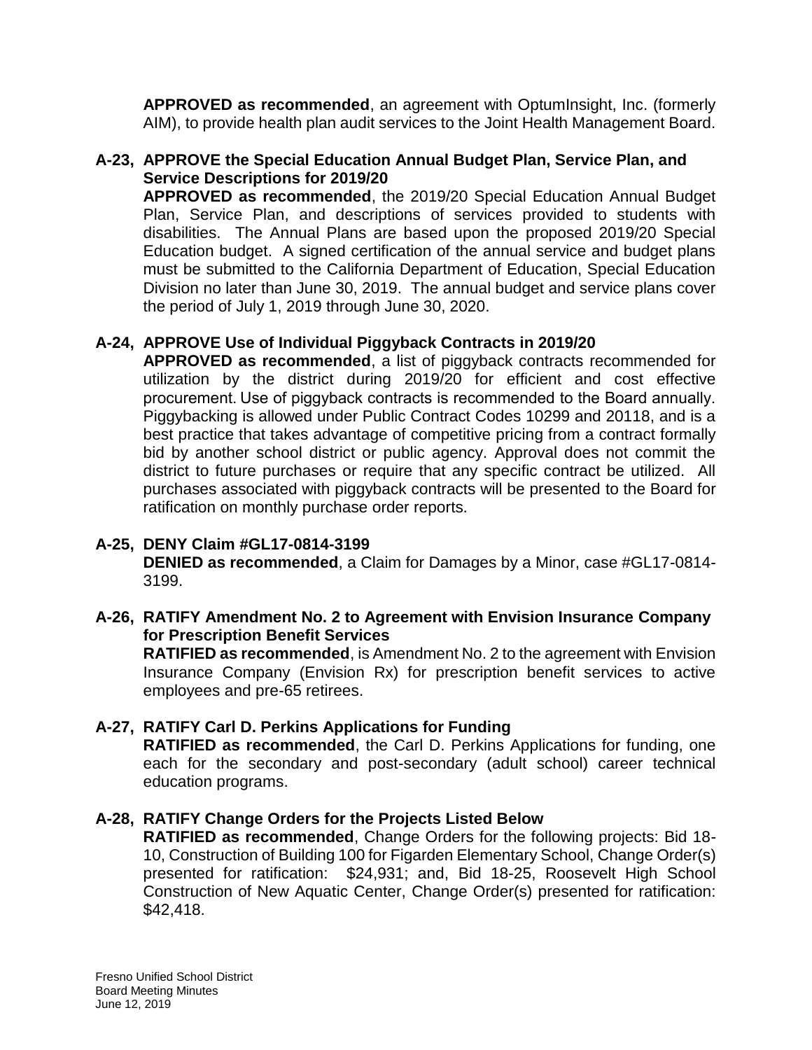**APPROVED as recommended**, an agreement with OptumInsight, Inc. (formerly AIM), to provide health plan audit services to the Joint Health Management Board.

**A-23, APPROVE the Special Education Annual Budget Plan, Service Plan, and Service Descriptions for 2019/20**

**APPROVED as recommended**, the 2019/20 Special Education Annual Budget Plan, Service Plan, and descriptions of services provided to students with disabilities. The Annual Plans are based upon the proposed 2019/20 Special Education budget. A signed certification of the annual service and budget plans must be submitted to the California Department of Education, Special Education Division no later than June 30, 2019. The annual budget and service plans cover the period of July 1, 2019 through June 30, 2020.

**A-24, APPROVE Use of Individual Piggyback Contracts in 2019/20**

**APPROVED as recommended**, a list of piggyback contracts recommended for utilization by the district during 2019/20 for efficient and cost effective procurement. Use of piggyback contracts is recommended to the Board annually. Piggybacking is allowed under Public Contract Codes 10299 and 20118, and is a best practice that takes advantage of competitive pricing from a contract formally bid by another school district or public agency. Approval does not commit the district to future purchases or require that any specific contract be utilized. All purchases associated with piggyback contracts will be presented to the Board for ratification on monthly purchase order reports.

**A-25, DENY Claim #GL17-0814-3199**

**DENIED as recommended**, a Claim for Damages by a Minor, case #GL17-0814-3199.

**A-26, RATIFY Amendment No. 2 to Agreement with Envision Insurance Company for Prescription Benefit Services**

**RATIFIED as recommended**, is Amendment No. 2 to the agreement with Envision Insurance Company (Envision Rx) for prescription benefit services to active employees and pre-65 retirees.

**A-27, RATIFY Carl D. Perkins Applications for Funding**

**RATIFIED as recommended**, the Carl D. Perkins Applications for funding, one each for the secondary and post-secondary (adult school) career technical education programs.

**A-28, RATIFY Change Orders for the Projects Listed Below**

**RATIFIED as recommended**, Change Orders for the following projects: Bid 18-10, Construction of Building 100 for Figarden Elementary School, Change Order(s) presented for ratification: \$24,931; and, Bid 18-25, Roosevelt High School Construction of New Aquatic Center, Change Order(s) presented for ratification: \$42,418.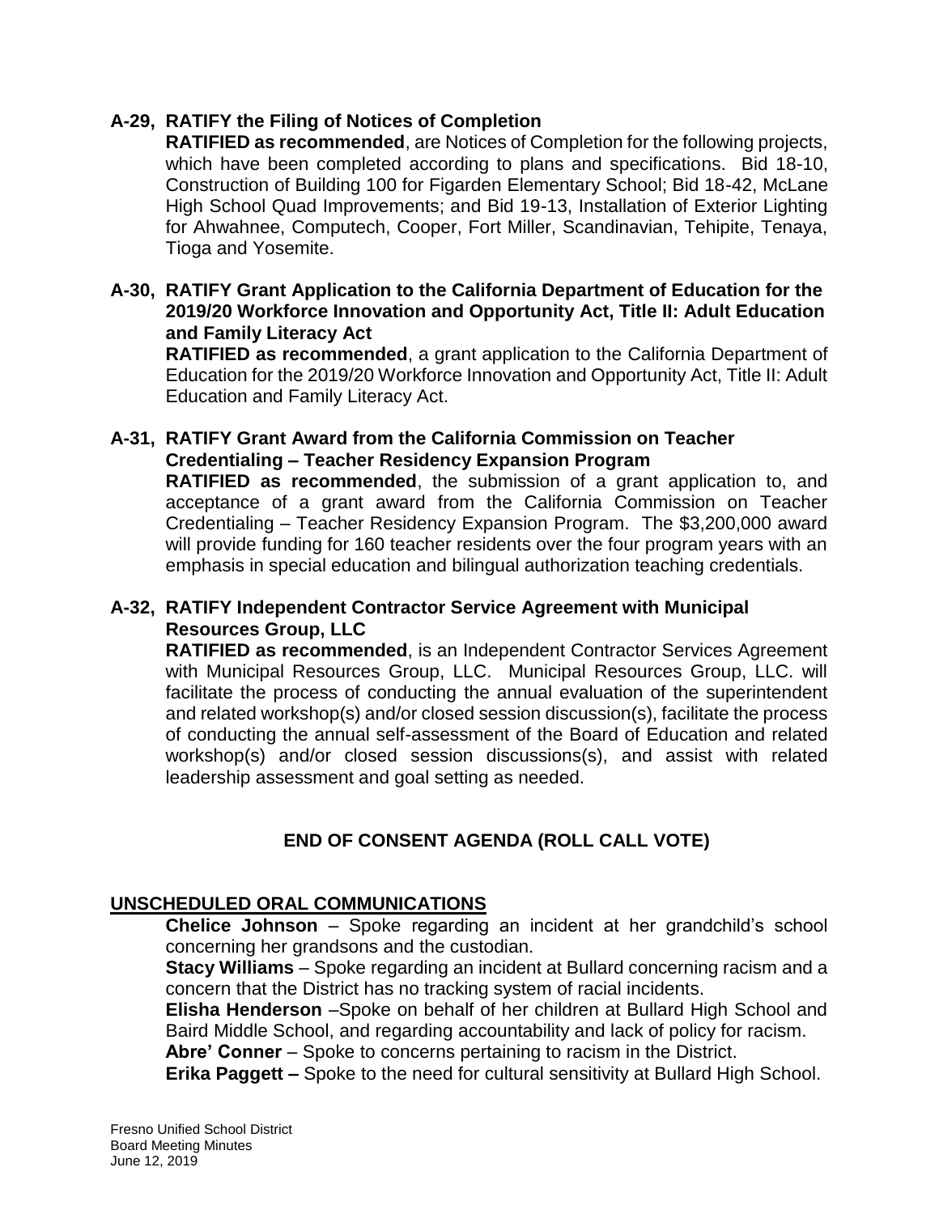**A-29, RATIFY the Filing of Notices of Completion**

**RATIFIED as recommended**, are Notices of Completion for the following projects, which have been completed according to plans and specifications. Bid 18-10, Construction of Building 100 for Figarden Elementary School; Bid 18-42, McLane High School Quad Improvements; and Bid 19-13, Installation of Exterior Lighting for Ahwahnee, Computech, Cooper, Fort Miller, Scandinavian, Tehipite, Tenaya, Tioga and Yosemite.

**A-30, RATIFY Grant Application to the California Department of Education for the 2019/20 Workforce Innovation and Opportunity Act, Title II: Adult Education and Family Literacy Act**

**RATIFIED as recommended**, a grant application to the California Department of Education for the 2019/20 Workforce Innovation and Opportunity Act, Title II: Adult Education and Family Literacy Act.

**A-31, RATIFY Grant Award from the California Commission on Teacher Credentialing – Teacher Residency Expansion Program**

**RATIFIED as recommended**, the submission of a grant application to, and acceptance of a grant award from the California Commission on Teacher Credentialing – Teacher Residency Expansion Program. The $3,200,000 award will provide funding for 160 teacher residents over the four program years with an emphasis in special education and bilingual authorization teaching credentials.

**A-32, RATIFY Independent Contractor Service Agreement with Municipal Resources Group, LLC**

**RATIFIED as recommended**, is an Independent Contractor Services Agreement with Municipal Resources Group, LLC. Municipal Resources Group, LLC. will facilitate the process of conducting the annual evaluation of the superintendent and related workshop(s) and/or closed session discussion(s), facilitate the process of conducting the annual self-assessment of the Board of Education and related workshop(s) and/or closed session discussions(s), and assist with related leadership assessment and goal setting as needed.

**END OF CONSENT AGENDA (ROLL CALL VOTE)**

**UNSCHEDULED ORAL COMMUNICATIONS**

**Chelice Johnson** – Spoke regarding an incident at her grandchild's school concerning her grandsons and the custodian.

**Stacy Williams** – Spoke regarding an incident at Bullard concerning racism and a concern that the District has no tracking system of racial incidents.

**Elisha Henderson** –Spoke on behalf of her children at Bullard High School and Baird Middle School, and regarding accountability and lack of policy for racism.

**Abre' Conner** – Spoke to concerns pertaining to racism in the District.

**Erika Paggett –** Spoke to the need for cultural sensitivity at Bullard High School.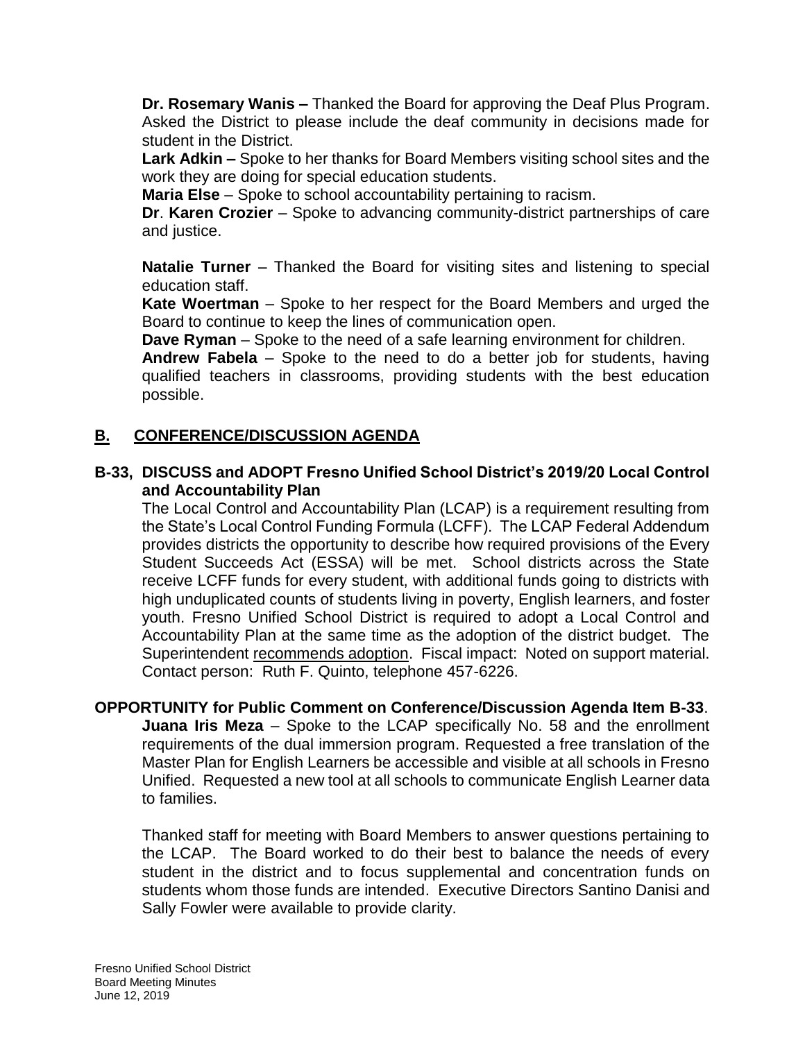**Dr. Rosemary Wanis –** Thanked the Board for approving the Deaf Plus Program. Asked the District to please include the deaf community in decisions made for student in the District.

**Lark Adkin –** Spoke to her thanks for Board Members visiting school sites and the work they are doing for special education students.

**Maria Else** – Spoke to school accountability pertaining to racism.

**Dr**. **Karen Crozier** – Spoke to advancing community-district partnerships of care and justice.

**Natalie Turner** – Thanked the Board for visiting sites and listening to special education staff.

**Kate Woertman** – Spoke to her respect for the Board Members and urged the Board to continue to keep the lines of communication open.

**Dave Ryman** – Spoke to the need of a safe learning environment for children.

**Andrew Fabela** – Spoke to the need to do a better job for students, having qualified teachers in classrooms, providing students with the best education possible.

## B. CONFERENCE/DISCUSSION AGENDA

**B-33, DISCUSS and ADOPT Fresno Unified School District's 2019/20 Local Control and Accountability Plan**

The Local Control and Accountability Plan (LCAP) is a requirement resulting from the State's Local Control Funding Formula (LCFF). The LCAP Federal Addendum provides districts the opportunity to describe how required provisions of the Every Student Succeeds Act (ESSA) will be met. School districts across the State receive LCFF funds for every student, with additional funds going to districts with high unduplicated counts of students living in poverty, English learners, and foster youth. Fresno Unified School District is required to adopt a Local Control and Accountability Plan at the same time as the adoption of the district budget. The Superintendent recommends adoption. Fiscal impact: Noted on support material. Contact person: Ruth F. Quinto, telephone 457-6226.

**OPPORTUNITY for Public Comment on Conference/Discussion Agenda Item B-33**.

**Juana Iris Meza** – Spoke to the LCAP specifically No. 58 and the enrollment requirements of the dual immersion program. Requested a free translation of the Master Plan for English Learners be accessible and visible at all schools in Fresno Unified. Requested a new tool at all schools to communicate English Learner data to families.

Thanked staff for meeting with Board Members to answer questions pertaining to the LCAP. The Board worked to do their best to balance the needs of every student in the district and to focus supplemental and concentration funds on students whom those funds are intended. Executive Directors Santino Danisi and Sally Fowler were available to provide clarity.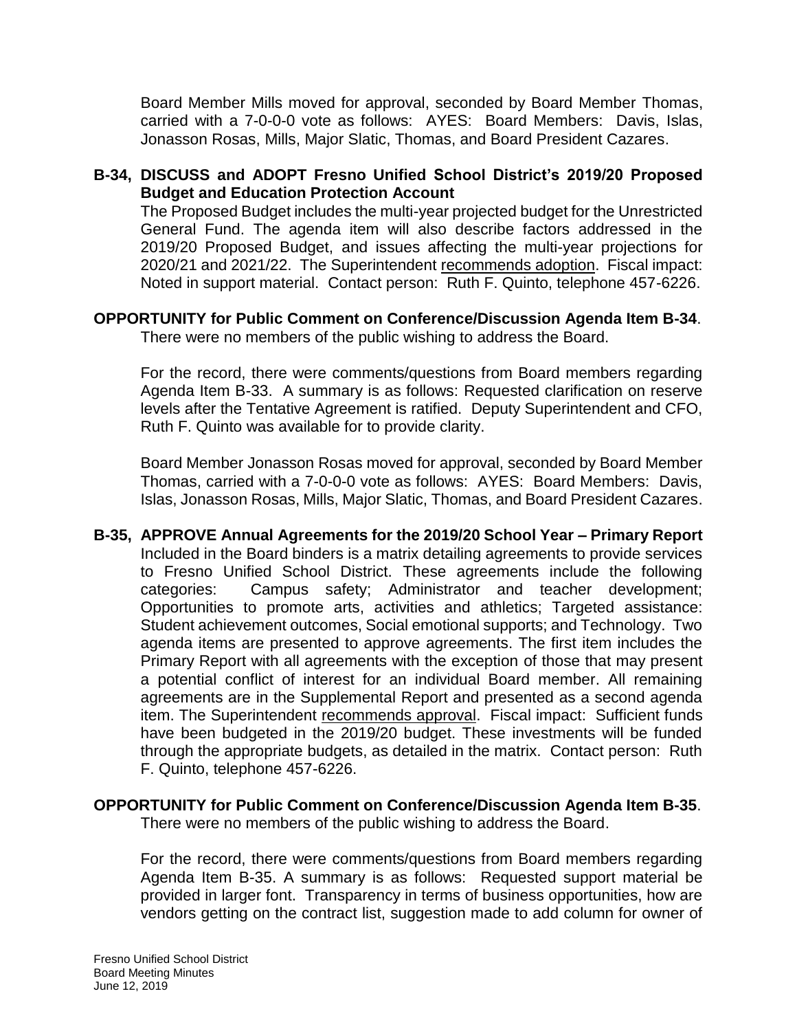Board Member Mills moved for approval, seconded by Board Member Thomas, carried with a 7-0-0-0 vote as follows: AYES: Board Members: Davis, Islas, Jonasson Rosas, Mills, Major Slatic, Thomas, and Board President Cazares.

**B-34, DISCUSS and ADOPT Fresno Unified School District's 2019/20 Proposed Budget and Education Protection Account**

The Proposed Budget includes the multi-year projected budget for the Unrestricted General Fund. The agenda item will also describe factors addressed in the 2019/20 Proposed Budget, and issues affecting the multi-year projections for 2020/21 and 2021/22. The Superintendent recommends adoption. Fiscal impact: Noted in support material. Contact person: Ruth F. Quinto, telephone 457-6226.

**OPPORTUNITY for Public Comment on Conference/Discussion Agenda Item B-34**.

There were no members of the public wishing to address the Board.

For the record, there were comments/questions from Board members regarding Agenda Item B-33. A summary is as follows: Requested clarification on reserve levels after the Tentative Agreement is ratified. Deputy Superintendent and CFO, Ruth F. Quinto was available for to provide clarity.

Board Member Jonasson Rosas moved for approval, seconded by Board Member Thomas, carried with a 7-0-0-0 vote as follows: AYES: Board Members: Davis, Islas, Jonasson Rosas, Mills, Major Slatic, Thomas, and Board President Cazares.

**B-35, APPROVE Annual Agreements for the 2019/20 School Year – Primary Report**

Included in the Board binders is a matrix detailing agreements to provide services to Fresno Unified School District. These agreements include the following categories: Campus safety; Administrator and teacher development; Opportunities to promote arts, activities and athletics; Targeted assistance: Student achievement outcomes, Social emotional supports; and Technology. Two agenda items are presented to approve agreements. The first item includes the Primary Report with all agreements with the exception of those that may present a potential conflict of interest for an individual Board member. All remaining agreements are in the Supplemental Report and presented as a second agenda item. The Superintendent recommends approval. Fiscal impact: Sufficient funds have been budgeted in the 2019/20 budget. These investments will be funded through the appropriate budgets, as detailed in the matrix. Contact person: Ruth F. Quinto, telephone 457-6226.

**OPPORTUNITY for Public Comment on Conference/Discussion Agenda Item B-35**.

There were no members of the public wishing to address the Board.

For the record, there were comments/questions from Board members regarding Agenda Item B-35. A summary is as follows: Requested support material be provided in larger font. Transparency in terms of business opportunities, how are vendors getting on the contract list, suggestion made to add column for owner of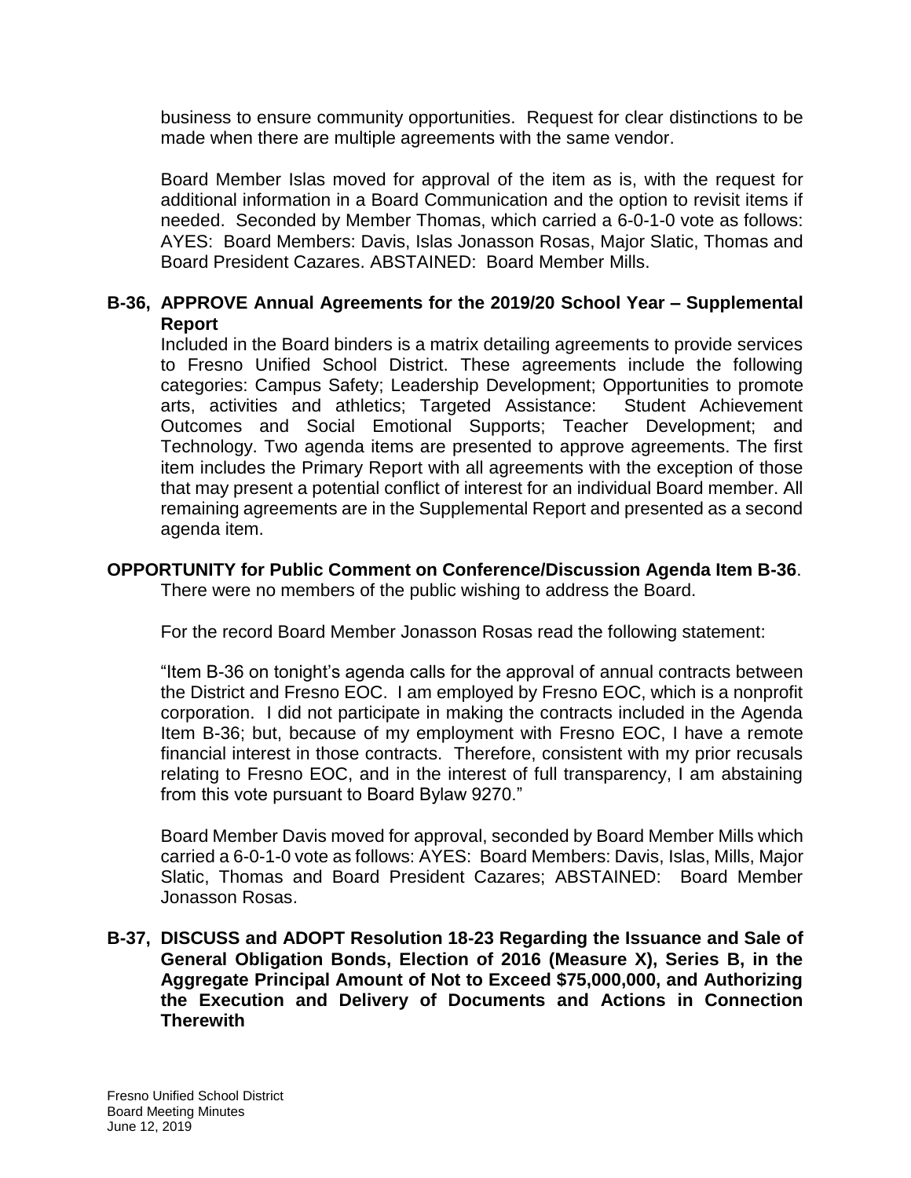business to ensure community opportunities. Request for clear distinctions to be made when there are multiple agreements with the same vendor.

Board Member Islas moved for approval of the item as is, with the request for additional information in a Board Communication and the option to revisit items if needed. Seconded by Member Thomas, which carried a 6-0-1-0 vote as follows: AYES: Board Members: Davis, Islas Jonasson Rosas, Major Slatic, Thomas and Board President Cazares. ABSTAINED: Board Member Mills.

**B-36, APPROVE Annual Agreements for the 2019/20 School Year – Supplemental Report**

Included in the Board binders is a matrix detailing agreements to provide services to Fresno Unified School District. These agreements include the following categories: Campus Safety; Leadership Development; Opportunities to promote arts, activities and athletics; Targeted Assistance: Student Achievement Outcomes and Social Emotional Supports; Teacher Development; and Technology. Two agenda items are presented to approve agreements. The first item includes the Primary Report with all agreements with the exception of those that may present a potential conflict of interest for an individual Board member. All remaining agreements are in the Supplemental Report and presented as a second agenda item.

**OPPORTUNITY for Public Comment on Conference/Discussion Agenda Item B-36**.

There were no members of the public wishing to address the Board.

For the record Board Member Jonasson Rosas read the following statement:

"Item B-36 on tonight's agenda calls for the approval of annual contracts between the District and Fresno EOC. I am employed by Fresno EOC, which is a nonprofit corporation. I did not participate in making the contracts included in the Agenda Item B-36; but, because of my employment with Fresno EOC, I have a remote financial interest in those contracts. Therefore, consistent with my prior recusals relating to Fresno EOC, and in the interest of full transparency, I am abstaining from this vote pursuant to Board Bylaw 9270."

Board Member Davis moved for approval, seconded by Board Member Mills which carried a 6-0-1-0 vote as follows: AYES: Board Members: Davis, Islas, Mills, Major Slatic, Thomas and Board President Cazares; ABSTAINED: Board Member Jonasson Rosas.

**B-37, DISCUSS and ADOPT Resolution 18-23 Regarding the Issuance and Sale of General Obligation Bonds, Election of 2016 (Measure X), Series B, in the Aggregate Principal Amount of Not to Exceed $75,000,000, and Authorizing the Execution and Delivery of Documents and Actions in Connection Therewith**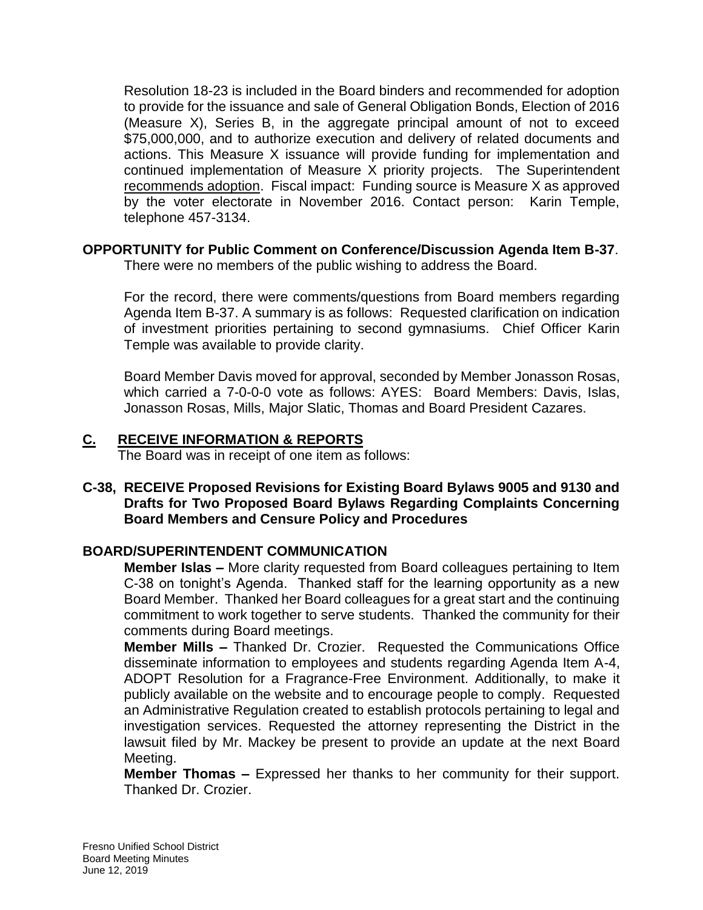Resolution 18-23 is included in the Board binders and recommended for adoption to provide for the issuance and sale of General Obligation Bonds, Election of 2016 (Measure X), Series B, in the aggregate principal amount of not to exceed $75,000,000, and to authorize execution and delivery of related documents and actions. This Measure X issuance will provide funding for implementation and continued implementation of Measure X priority projects. The Superintendent recommends adoption. Fiscal impact: Funding source is Measure X as approved by the voter electorate in November 2016. Contact person: Karin Temple, telephone 457-3134.

**OPPORTUNITY for Public Comment on Conference/Discussion Agenda Item B-37**.
There were no members of the public wishing to address the Board.

For the record, there were comments/questions from Board members regarding Agenda Item B-37. A summary is as follows: Requested clarification on indication of investment priorities pertaining to second gymnasiums. Chief Officer Karin Temple was available to provide clarity.

Board Member Davis moved for approval, seconded by Member Jonasson Rosas, which carried a 7-0-0-0 vote as follows: AYES: Board Members: Davis, Islas, Jonasson Rosas, Mills, Major Slatic, Thomas and Board President Cazares.

## C. RECEIVE INFORMATION & REPORTS

The Board was in receipt of one item as follows:

**C-38, RECEIVE Proposed Revisions for Existing Board Bylaws 9005 and 9130 and Drafts for Two Proposed Board Bylaws Regarding Complaints Concerning Board Members and Censure Policy and Procedures**

## BOARD/SUPERINTENDENT COMMUNICATION

**Member Islas –** More clarity requested from Board colleagues pertaining to Item C-38 on tonight's Agenda. Thanked staff for the learning opportunity as a new Board Member. Thanked her Board colleagues for a great start and the continuing commitment to work together to serve students. Thanked the community for their comments during Board meetings.

**Member Mills –** Thanked Dr. Crozier. Requested the Communications Office disseminate information to employees and students regarding Agenda Item A-4, ADOPT Resolution for a Fragrance-Free Environment. Additionally, to make it publicly available on the website and to encourage people to comply. Requested an Administrative Regulation created to establish protocols pertaining to legal and investigation services. Requested the attorney representing the District in the lawsuit filed by Mr. Mackey be present to provide an update at the next Board Meeting.

**Member Thomas –** Expressed her thanks to her community for their support. Thanked Dr. Crozier.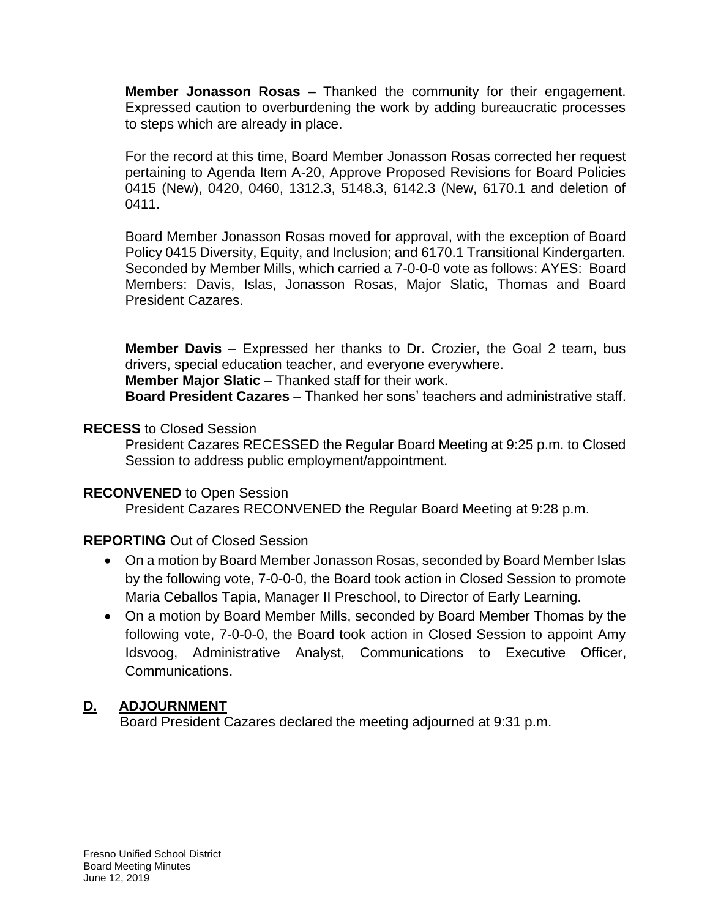**Member Jonasson Rosas –** Thanked the community for their engagement. Expressed caution to overburdening the work by adding bureaucratic processes to steps which are already in place.

For the record at this time, Board Member Jonasson Rosas corrected her request pertaining to Agenda Item A-20, Approve Proposed Revisions for Board Policies 0415 (New), 0420, 0460, 1312.3, 5148.3, 6142.3 (New, 6170.1 and deletion of 0411.

Board Member Jonasson Rosas moved for approval, with the exception of Board Policy 0415 Diversity, Equity, and Inclusion; and 6170.1 Transitional Kindergarten. Seconded by Member Mills, which carried a 7-0-0-0 vote as follows: AYES: Board Members: Davis, Islas, Jonasson Rosas, Major Slatic, Thomas and Board President Cazares.

**Member Davis** – Expressed her thanks to Dr. Crozier, the Goal 2 team, bus drivers, special education teacher, and everyone everywhere.
**Member Major Slatic** – Thanked staff for their work.
**Board President Cazares** – Thanked her sons' teachers and administrative staff.

**RECESS** to Closed Session

President Cazares RECESSED the Regular Board Meeting at 9:25 p.m. to Closed Session to address public employment/appointment.

**RECONVENED** to Open Session

President Cazares RECONVENED the Regular Board Meeting at 9:28 p.m.

**REPORTING** Out of Closed Session

- On a motion by Board Member Jonasson Rosas, seconded by Board Member Islas by the following vote, 7-0-0-0, the Board took action in Closed Session to promote Maria Ceballos Tapia, Manager II Preschool, to Director of Early Learning.
- On a motion by Board Member Mills, seconded by Board Member Thomas by the following vote, 7-0-0-0, the Board took action in Closed Session to appoint Amy Idsvoog, Administrative Analyst, Communications to Executive Officer, Communications.

## D. ADJOURNMENT

Board President Cazares declared the meeting adjourned at 9:31 p.m.